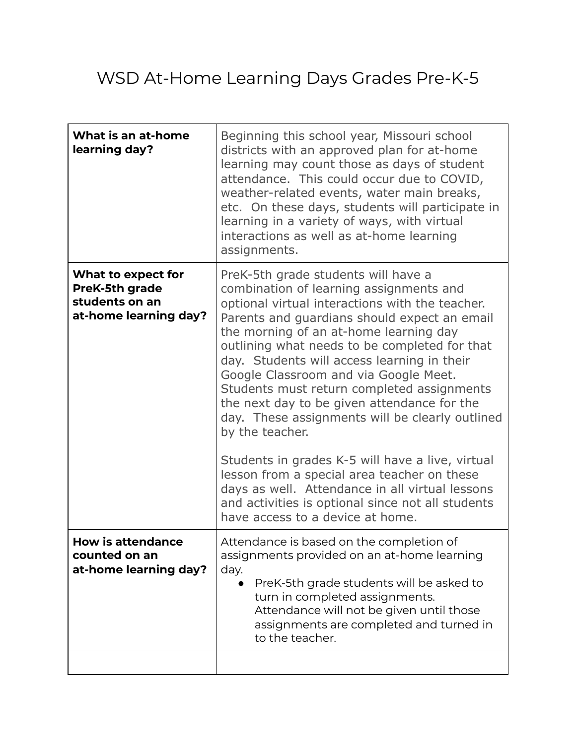# WSD At-Home Learning Days Grades Pre-K-5

| | |
|---|---|
| **What is an at-home learning day?** | Beginning this school year, Missouri school districts with an approved plan for at-home learning may count those as days of student attendance. This could occur due to COVID, weather-related events, water main breaks, etc. On these days, students will participate in learning in a variety of ways, with virtual interactions as well as at-home learning assignments. |
| **What to expect for PreK-5th grade students on an at-home learning day?** | PreK-5th grade students will have a combination of learning assignments and optional virtual interactions with the teacher. Parents and guardians should expect an email the morning of an at-home learning day outlining what needs to be completed for that day. Students will access learning in their Google Classroom and via Google Meet. Students must return completed assignments the next day to be given attendance for the day. These assignments will be clearly outlined by the teacher.<br><br>Students in grades K-5 will have a live, virtual lesson from a special area teacher on these days as well. Attendance in all virtual lessons and activities is optional since not all students have access to a device at home. |
| **How is attendance counted on an at-home learning day?** | Attendance is based on the completion of assignments provided on an at-home learning day.<br>● PreK-5th grade students will be asked to turn in completed assignments. Attendance will not be given until those assignments are completed and turned in to the teacher. |
| | |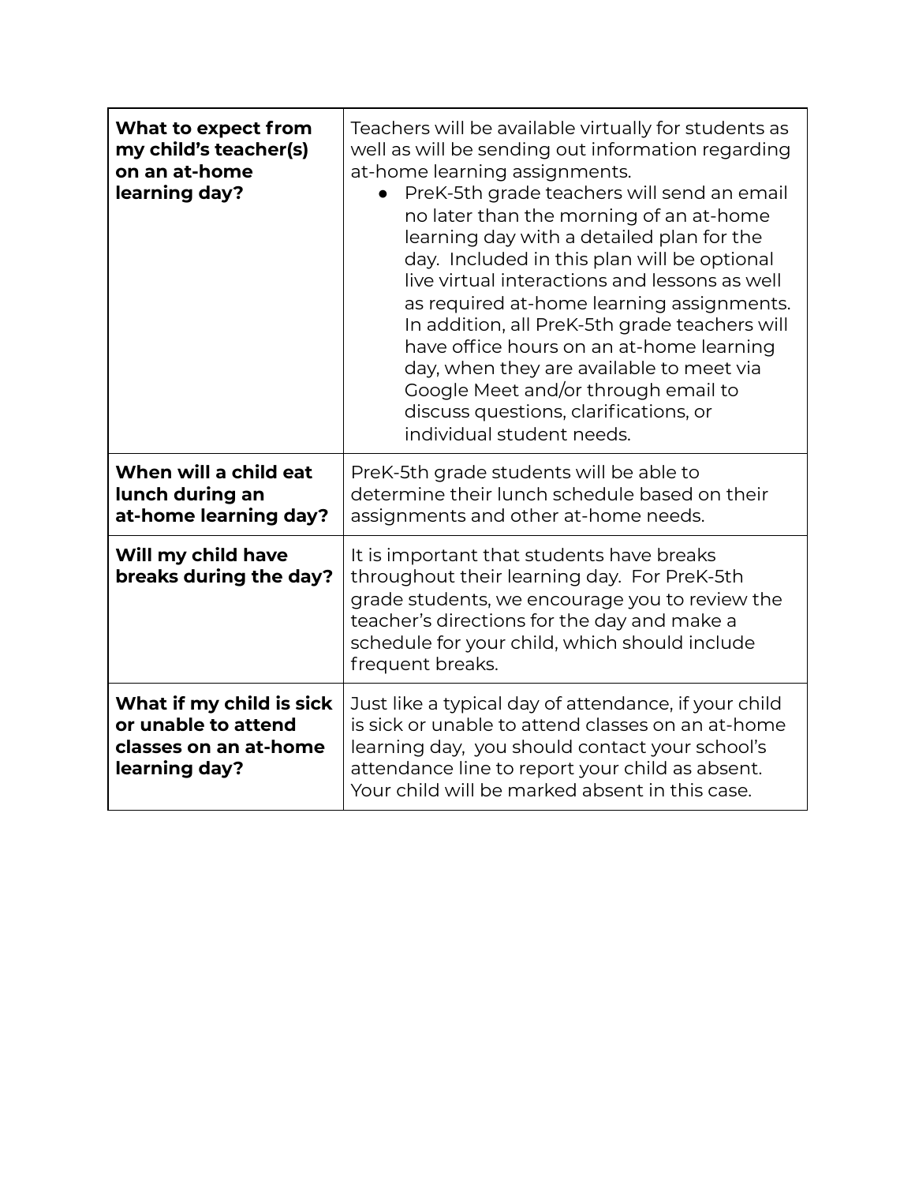| | |
|---|---|
| **What to expect from my child's teacher(s) on an at-home learning day?** | Teachers will be available virtually for students as well as will be sending out information regarding at-home learning assignments.<br>● PreK-5th grade teachers will send an email no later than the morning of an at-home learning day with a detailed plan for the day. Included in this plan will be optional live virtual interactions and lessons as well as required at-home learning assignments. In addition, all PreK-5th grade teachers will have office hours on an at-home learning day, when they are available to meet via Google Meet and/or through email to discuss questions, clarifications, or individual student needs. |
| **When will a child eat lunch during an at-home learning day?** | PreK-5th grade students will be able to determine their lunch schedule based on their assignments and other at-home needs. |
| **Will my child have breaks during the day?** | It is important that students have breaks throughout their learning day. For PreK-5th grade students, we encourage you to review the teacher's directions for the day and make a schedule for your child, which should include frequent breaks. |
| **What if my child is sick or unable to attend classes on an at-home learning day?** | Just like a typical day of attendance, if your child is sick or unable to attend classes on an at-home learning day, you should contact your school's attendance line to report your child as absent. Your child will be marked absent in this case. |